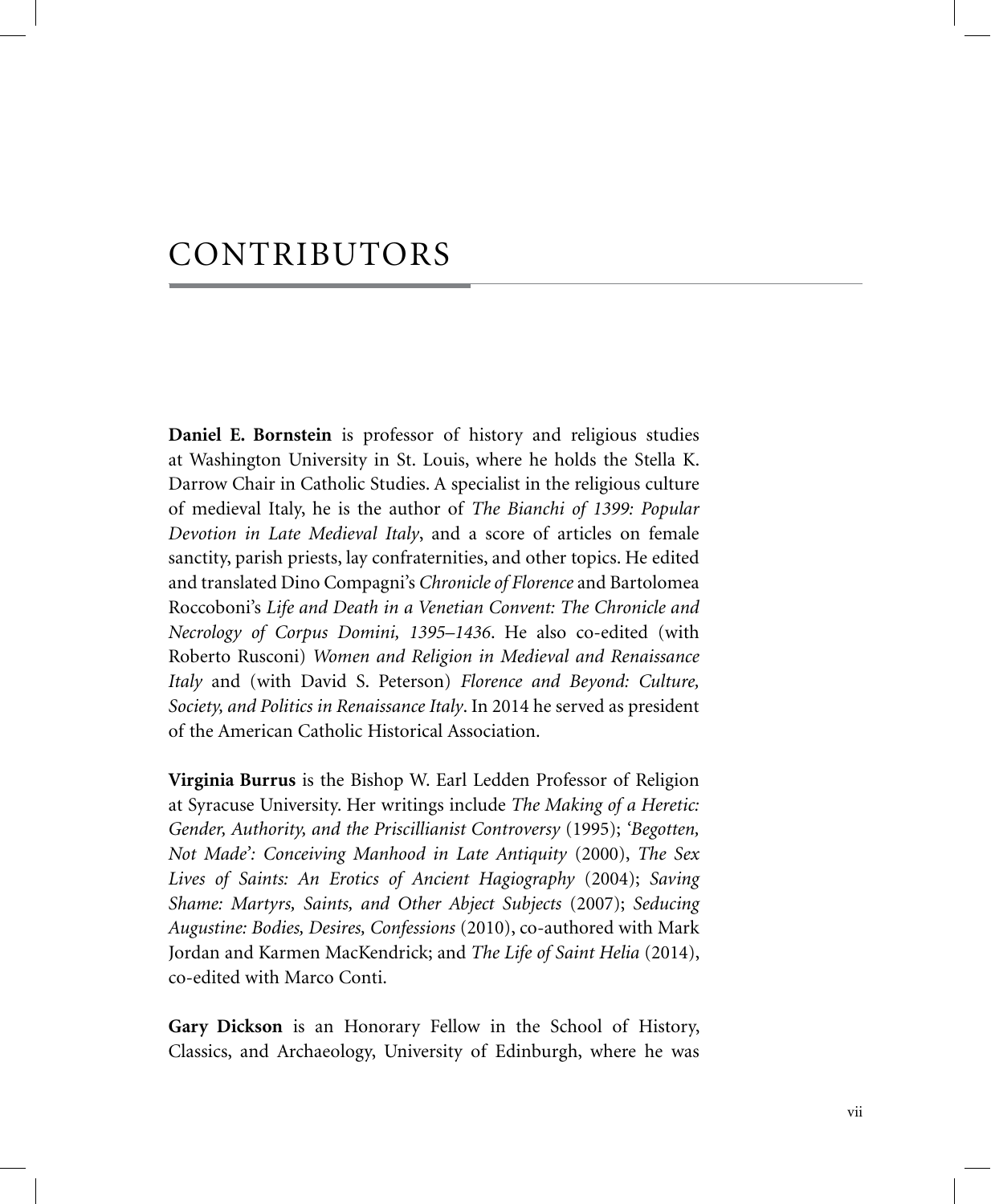# CONTRIBUTORS

**Daniel E. Bornstein** is professor of history and religious studies at Washington University in St. Louis, where he holds the Stella K. Darrow Chair in Catholic Studies. A specialist in the religious culture of medieval Italy, he is the author of *The Bianchi of 1399: Popular Devotion in Late Medieval Italy*, and a score of articles on female sanctity, parish priests, lay confraternities, and other topics. He edited and translated Dino Compagni's *Chronicle of Florence* and Bartolomea Roccoboni's *Life and Death in a Venetian Convent: The Chronicle and Necrology of Corpus Domini, 1395–1436*. He also co-edited (with Roberto Rusconi) *Women and Religion in Medieval and Renaissance Italy* and (with David S. Peterson) *Florence and Beyond: Culture, Society, and Politics in Renaissance Italy*. In 2014 he served as president of the American Catholic Historical Association.

**Virginia Burrus** is the Bishop W. Earl Ledden Professor of Religion at Syracuse University. Her writings include *The Making of a Heretic: Gender, Authority, and the Priscillianist Controversy* (1995); *'Begotten, Not Made': Conceiving Manhood in Late Antiquity* (2000), *The Sex Lives of Saints: An Erotics of Ancient Hagiography* (2004); *Saving Shame: Martyrs, Saints, and Other Abject Subjects* (2007); *Seducing Augustine: Bodies, Desires, Confessions* (2010), co-authored with Mark Jordan and Karmen MacKendrick; and *The Life of Saint Helia* (2014), co-edited with Marco Conti.

**Gary Dickson** is an Honorary Fellow in the School of History, Classics, and Archaeology, University of Edinburgh, where he was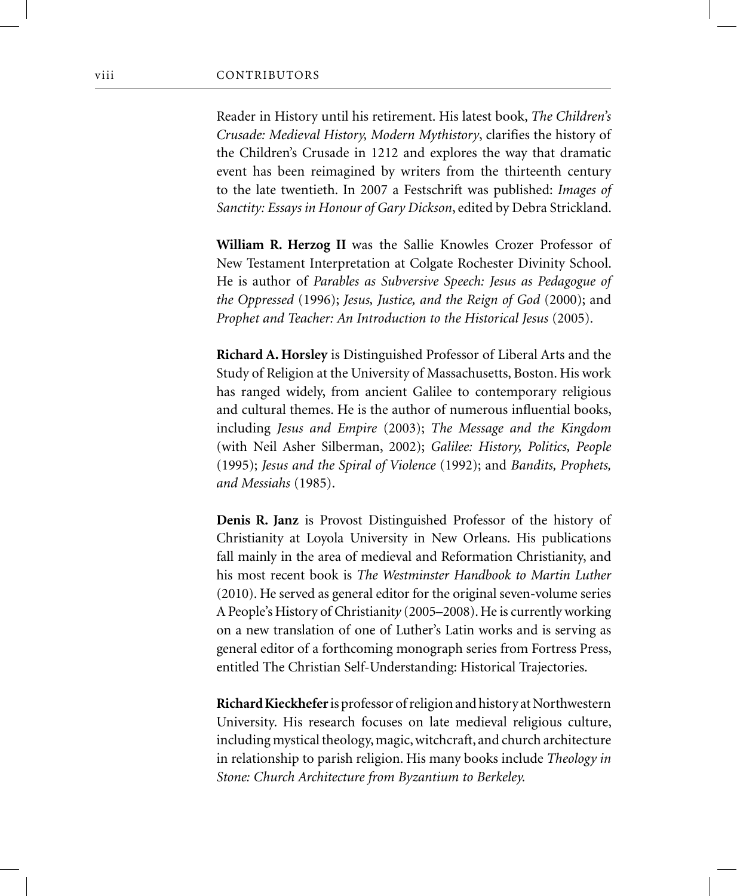Reader in History until his retirement. His latest book, *The Children's Crusade: Medieval History, Modern Mythistory*, clarifies the history of the Children's Crusade in 1212 and explores the way that dramatic event has been reimagined by writers from the thirteenth century to the late twentieth. In 2007 a Festschrift was published: *Images of Sanctity: Essays in Honour of Gary Dickson*, edited by Debra Strickland.

**William R. Herzog II** was the Sallie Knowles Crozer Professor of New Testament Interpretation at Colgate Rochester Divinity School. He is author of *Parables as Subversive Speech: Jesus as Pedagogue of the Oppressed* (1996); *Jesus, Justice, and the Reign of God* (2000); and *Prophet and Teacher: An Introduction to the Historical Jesus* (2005).

**Richard A. Horsley** is Distinguished Professor of Liberal Arts and the Study of Religion at the University of Massachusetts, Boston. His work has ranged widely, from ancient Galilee to contemporary religious and cultural themes. He is the author of numerous influential books, including *Jesus and Empire* (2003); *The Message and the Kingdom* (with Neil Asher Silberman, 2002); *Galilee: History, Politics, People* (1995); *Jesus and the Spiral of Violence* (1992); and *Bandits, Prophets, and Messiahs* (1985).

**Denis R. Janz** is Provost Distinguished Professor of the history of Christianity at Loyola University in New Orleans. His publications fall mainly in the area of medieval and Reformation Christianity, and his most recent book is *The Westminster Handbook to Martin Luther* (2010). He served as general editor for the original seven-volume series A People's History of Christianity (2005–2008). He is currently working on a new translation of one of Luther's Latin works and is serving as general editor of a forthcoming monograph series from Fortress Press, entitled The Christian Self-Understanding: Historical Trajectories.

**Richard Kieckhefer** is professor of religion and history at Northwestern University. His research focuses on late medieval religious culture, including mystical theology, magic, witchcraft, and church architecture in relationship to parish religion. His many books include *Theology in Stone: Church Architecture from Byzantium to Berkeley.*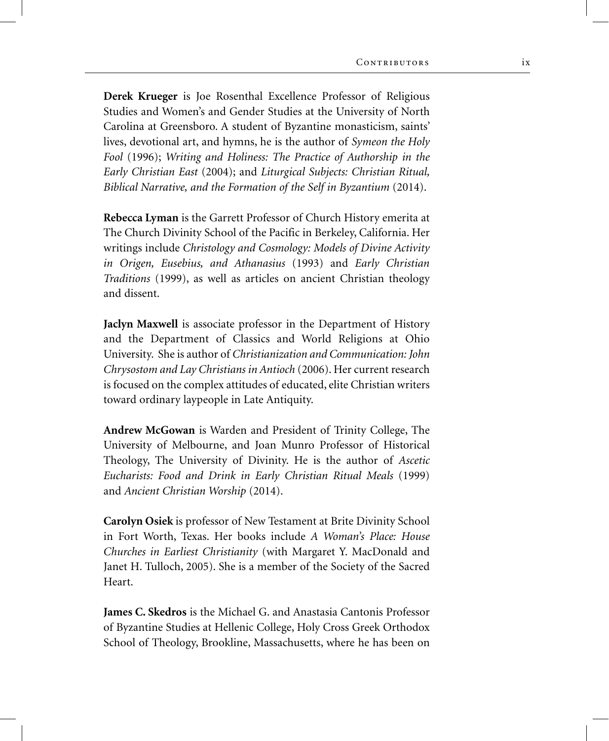**Derek Krueger** is Joe Rosenthal Excellence Professor of Religious Studies and Women's and Gender Studies at the University of North Carolina at Greensboro. A student of Byzantine monasticism, saints' lives, devotional art, and hymns, he is the author of *Symeon the Holy Fool* (1996); *Writing and Holiness: The Practice of Authorship in the Early Christian East* (2004); and *Liturgical Subjects: Christian Ritual, Biblical Narrative, and the Formation of the Self in Byzantium* (2014).

**Rebecca Lyman** is the Garrett Professor of Church History emerita at The Church Divinity School of the Pacific in Berkeley, California. Her writings include *Christology and Cosmology: Models of Divine Activity in Origen, Eusebius, and Athanasius* (1993) and *Early Christian Traditions* (1999), as well as articles on ancient Christian theology and dissent.

**Jaclyn Maxwell** is associate professor in the Department of History and the Department of Classics and World Religions at Ohio University. She is author of *Christianization and Communication: John Chrysostom and Lay Christians in Antioch* (2006). Her current research is focused on the complex attitudes of educated, elite Christian writers toward ordinary laypeople in Late Antiquity.

**Andrew McGowan** is Warden and President of Trinity College, The University of Melbourne, and Joan Munro Professor of Historical Theology, The University of Divinity. He is the author of *Ascetic Eucharists: Food and Drink in Early Christian Ritual Meals* (1999) and *Ancient Christian Worship* (2014).

**Carolyn Osiek** is professor of New Testament at Brite Divinity School in Fort Worth, Texas. Her books include *A Woman's Place: House Churches in Earliest Christianity* (with Margaret Y. MacDonald and Janet H. Tulloch, 2005). She is a member of the Society of the Sacred Heart.

**James C. Skedros** is the Michael G. and Anastasia Cantonis Professor of Byzantine Studies at Hellenic College, Holy Cross Greek Orthodox School of Theology, Brookline, Massachusetts, where he has been on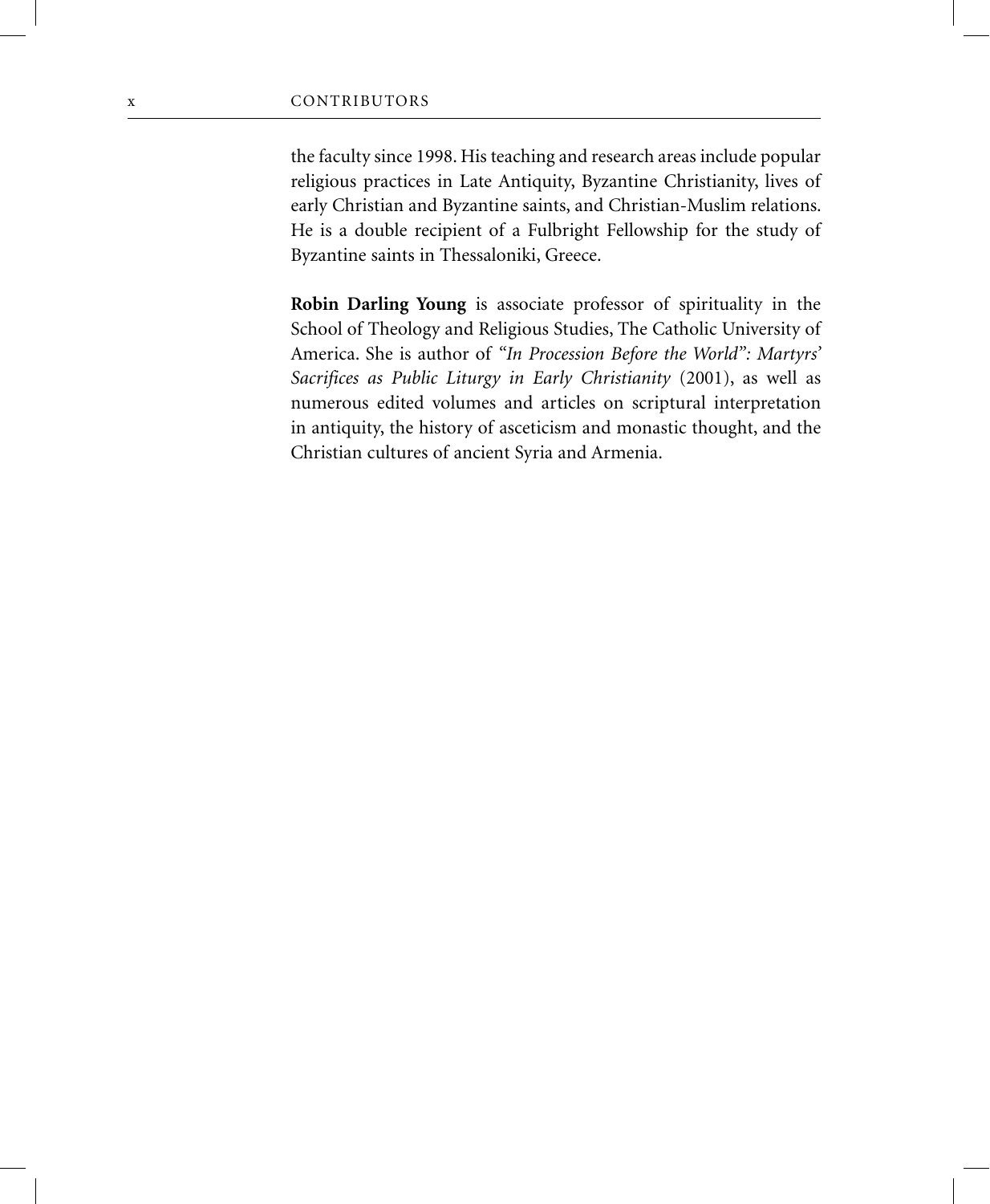the faculty since 1998. His teaching and research areas include popular religious practices in Late Antiquity, Byzantine Christianity, lives of early Christian and Byzantine saints, and Christian-Muslim relations. He is a double recipient of a Fulbright Fellowship for the study of Byzantine saints in Thessaloniki, Greece.

**Robin Darling Young** is associate professor of spirituality in the School of Theology and Religious Studies, The Catholic University of America. She is author of *"In Procession Before the World": Martyrs' Sacrifices as Public Liturgy in Early Christianity* (2001), as well as numerous edited volumes and articles on scriptural interpretation in antiquity, the history of asceticism and monastic thought, and the Christian cultures of ancient Syria and Armenia.